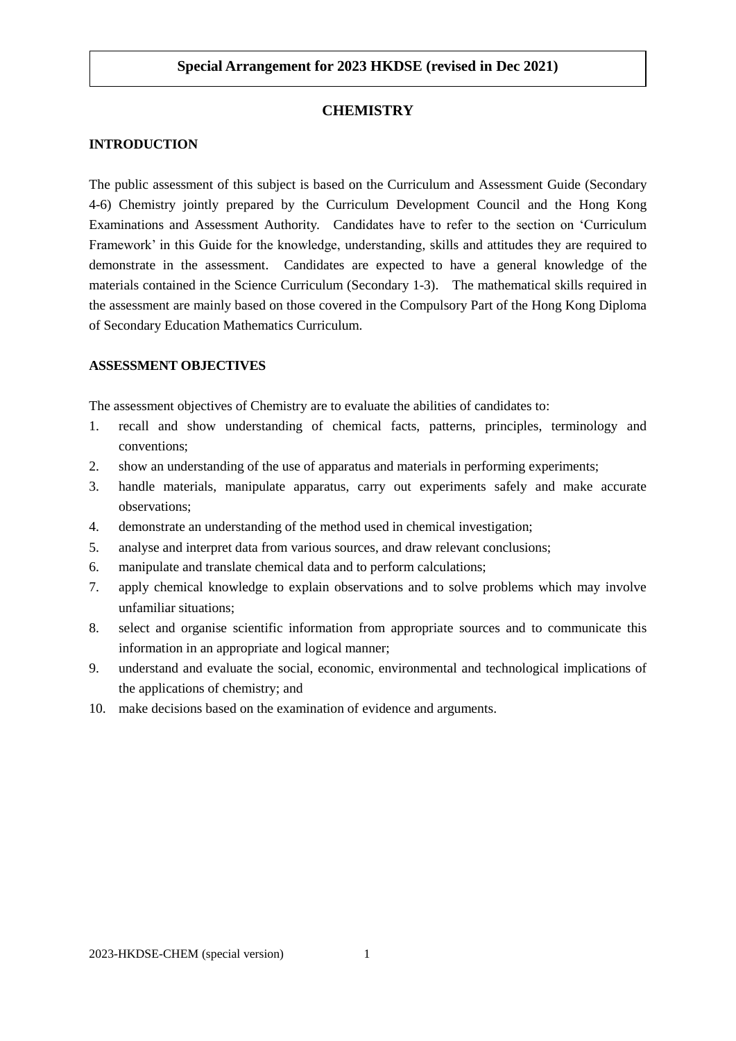**Special Arrangement for 2023 HKDSE (revised in Dec 2021)**

# CHEMISTRY

## INTRODUCTION

The public assessment of this subject is based on the Curriculum and Assessment Guide (Secondary 4-6) Chemistry jointly prepared by the Curriculum Development Council and the Hong Kong Examinations and Assessment Authority. Candidates have to refer to the section on 'Curriculum Framework' in this Guide for the knowledge, understanding, skills and attitudes they are required to demonstrate in the assessment. Candidates are expected to have a general knowledge of the materials contained in the Science Curriculum (Secondary 1-3). The mathematical skills required in the assessment are mainly based on those covered in the Compulsory Part of the Hong Kong Diploma of Secondary Education Mathematics Curriculum.

## ASSESSMENT OBJECTIVES

The assessment objectives of Chemistry are to evaluate the abilities of candidates to:

1. recall and show understanding of chemical facts, patterns, principles, terminology and conventions;
2. show an understanding of the use of apparatus and materials in performing experiments;
3. handle materials, manipulate apparatus, carry out experiments safely and make accurate observations;
4. demonstrate an understanding of the method used in chemical investigation;
5. analyse and interpret data from various sources, and draw relevant conclusions;
6. manipulate and translate chemical data and to perform calculations;
7. apply chemical knowledge to explain observations and to solve problems which may involve unfamiliar situations;
8. select and organise scientific information from appropriate sources and to communicate this information in an appropriate and logical manner;
9. understand and evaluate the social, economic, environmental and technological implications of the applications of chemistry; and
10. make decisions based on the examination of evidence and arguments.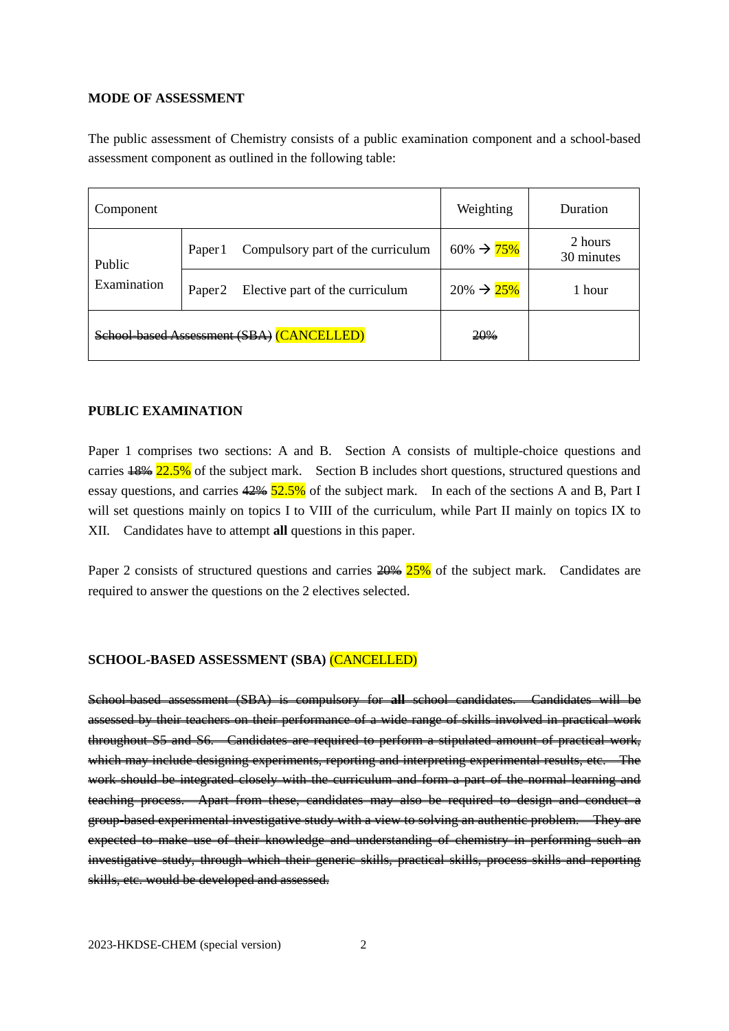**MODE OF ASSESSMENT**

The public assessment of Chemistry consists of a public examination component and a school-based assessment component as outlined in the following table:

| Component | | | Weighting | Duration |
|---|---|---|---|---|
| Public Examination | Paper 1 | Compulsory part of the curriculum | ~~60%~~ → 75% | 2 hours 30 minutes |
| | Paper 2 | Elective part of the curriculum | ~~20%~~ → 25% | 1 hour |
| ~~School-based Assessment (SBA)~~ (CANCELLED) | | | ~~20%~~ | |

**PUBLIC EXAMINATION**

Paper 1 comprises two sections: A and B. Section A consists of multiple-choice questions and carries ~~18%~~ 22.5% of the subject mark. Section B includes short questions, structured questions and essay questions, and carries ~~42%~~ 52.5% of the subject mark. In each of the sections A and B, Part I will set questions mainly on topics I to VIII of the curriculum, while Part II mainly on topics IX to XII. Candidates have to attempt **all** questions in this paper.

Paper 2 consists of structured questions and carries ~~20%~~ 25% of the subject mark. Candidates are required to answer the questions on the 2 electives selected.

**SCHOOL-BASED ASSESSMENT (SBA)** (CANCELLED)

~~School-based assessment (SBA) is compulsory for **all** school candidates. Candidates will be assessed by their teachers on their performance of a wide range of skills involved in practical work throughout S5 and S6. Candidates are required to perform a stipulated amount of practical work, which may include designing experiments, reporting and interpreting experimental results, etc. The work should be integrated closely with the curriculum and form a part of the normal learning and teaching process. Apart from these, candidates may also be required to design and conduct a group-based experimental investigative study with a view to solving an authentic problem. They are expected to make use of their knowledge and understanding of chemistry in performing such an investigative study, through which their generic skills, practical skills, process skills and reporting skills, etc. would be developed and assessed.~~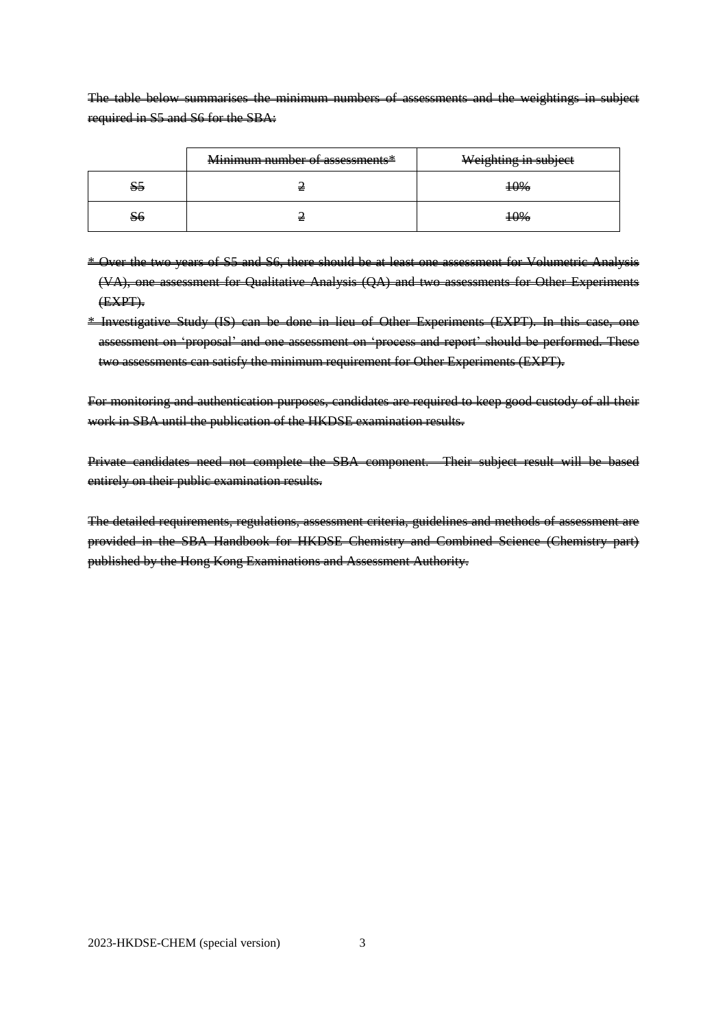~~The table below summarises the minimum numbers of assessments and the weightings in subject required in S5 and S6 for the SBA:~~

| | ~~Minimum number of assessments*~~ | ~~Weighting in subject~~ |
|---|---|---|
| ~~S5~~ | ~~2~~ | ~~10%~~ |
| ~~S6~~ | ~~2~~ | ~~10%~~ |

~~* Over the two years of S5 and S6, there should be at least one assessment for Volumetric Analysis (VA), one assessment for Qualitative Analysis (QA) and two assessments for Other Experiments (EXPT).~~

~~* Investigative Study (IS) can be done in lieu of Other Experiments (EXPT). In this case, one assessment on 'proposal' and one assessment on 'process and report' should be performed. These two assessments can satisfy the minimum requirement for Other Experiments (EXPT).~~

~~For monitoring and authentication purposes, candidates are required to keep good custody of all their work in SBA until the publication of the HKDSE examination results.~~

~~Private candidates need not complete the SBA component. Their subject result will be based entirely on their public examination results.~~

~~The detailed requirements, regulations, assessment criteria, guidelines and methods of assessment are provided in the SBA Handbook for HKDSE Chemistry and Combined Science (Chemistry part) published by the Hong Kong Examinations and Assessment Authority.~~